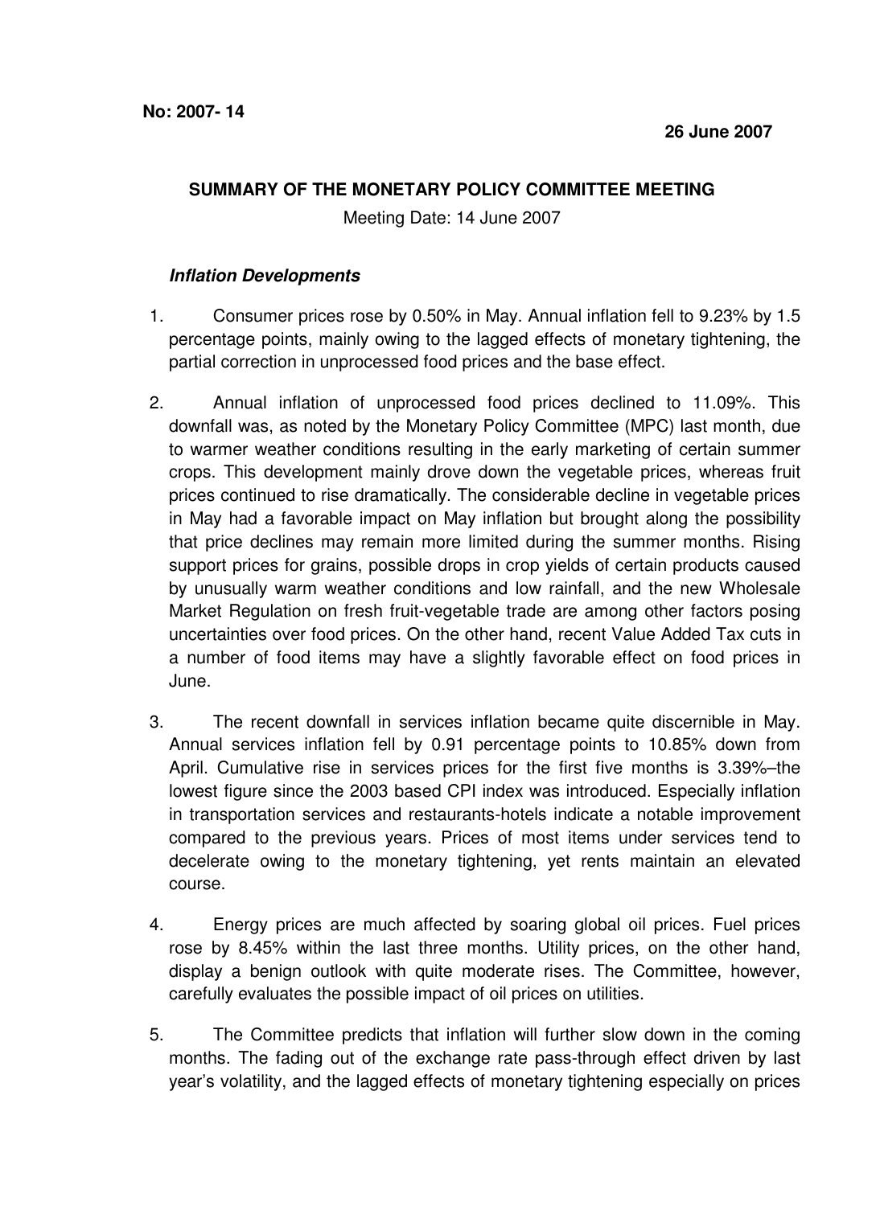**No: 2007- 14**

**26 June 2007**

## SUMMARY OF THE MONETARY POLICY COMMITTEE MEETING

Meeting Date: 14 June 2007

### *Inflation Developments*

1. Consumer prices rose by 0.50% in May. Annual inflation fell to 9.23% by 1.5 percentage points, mainly owing to the lagged effects of monetary tightening, the partial correction in unprocessed food prices and the base effect.

2. Annual inflation of unprocessed food prices declined to 11.09%. This downfall was, as noted by the Monetary Policy Committee (MPC) last month, due to warmer weather conditions resulting in the early marketing of certain summer crops. This development mainly drove down the vegetable prices, whereas fruit prices continued to rise dramatically. The considerable decline in vegetable prices in May had a favorable impact on May inflation but brought along the possibility that price declines may remain more limited during the summer months. Rising support prices for grains, possible drops in crop yields of certain products caused by unusually warm weather conditions and low rainfall, and the new Wholesale Market Regulation on fresh fruit-vegetable trade are among other factors posing uncertainties over food prices. On the other hand, recent Value Added Tax cuts in a number of food items may have a slightly favorable effect on food prices in June.

3. The recent downfall in services inflation became quite discernible in May. Annual services inflation fell by 0.91 percentage points to 10.85% down from April. Cumulative rise in services prices for the first five months is 3.39%–the lowest figure since the 2003 based CPI index was introduced. Especially inflation in transportation services and restaurants-hotels indicate a notable improvement compared to the previous years. Prices of most items under services tend to decelerate owing to the monetary tightening, yet rents maintain an elevated course.

4. Energy prices are much affected by soaring global oil prices. Fuel prices rose by 8.45% within the last three months. Utility prices, on the other hand, display a benign outlook with quite moderate rises. The Committee, however, carefully evaluates the possible impact of oil prices on utilities.

5. The Committee predicts that inflation will further slow down in the coming months. The fading out of the exchange rate pass-through effect driven by last year's volatility, and the lagged effects of monetary tightening especially on prices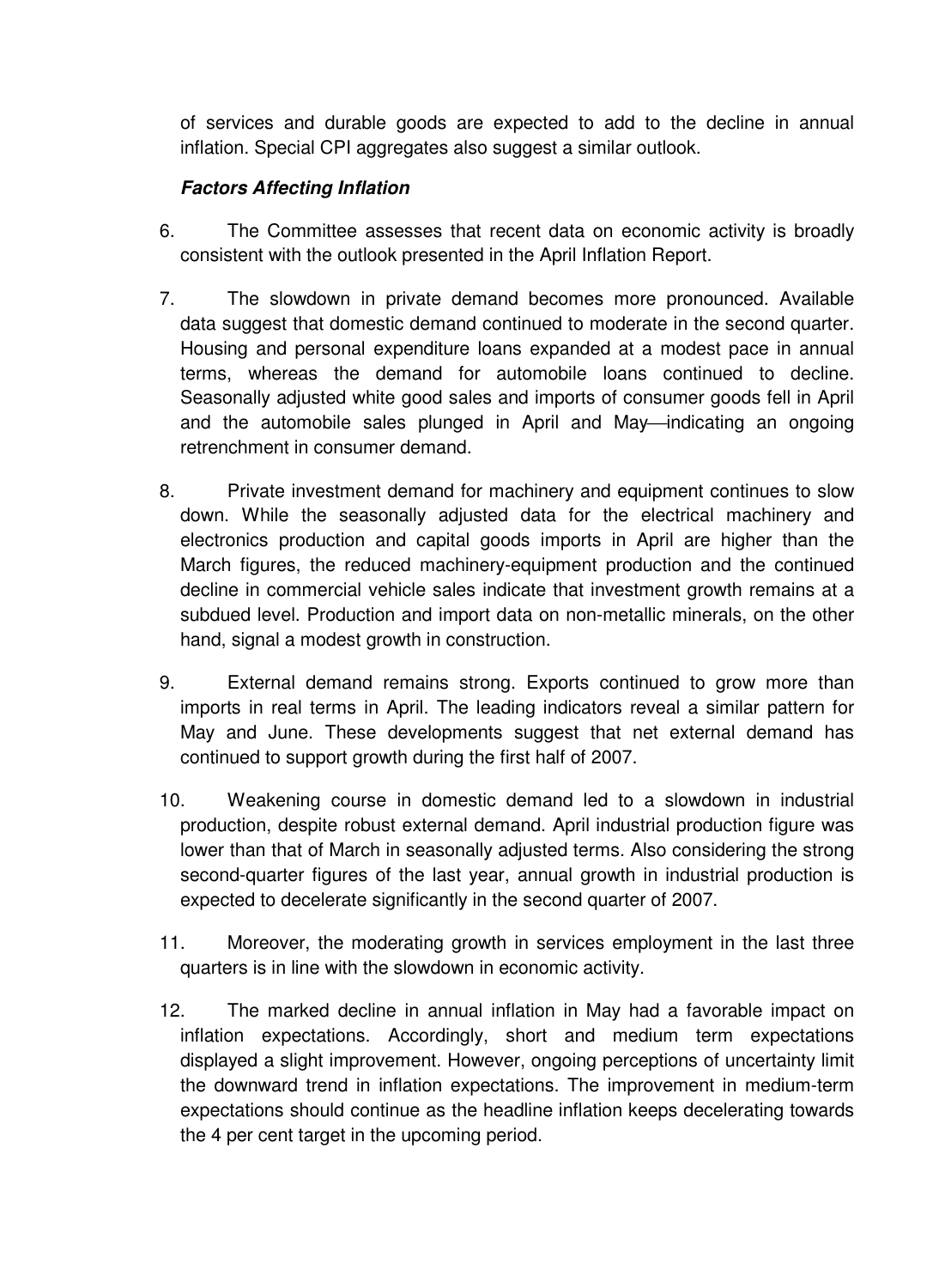of services and durable goods are expected to add to the decline in annual inflation. Special CPI aggregates also suggest a similar outlook.

***Factors Affecting Inflation***

6. The Committee assesses that recent data on economic activity is broadly consistent with the outlook presented in the April Inflation Report.

7. The slowdown in private demand becomes more pronounced. Available data suggest that domestic demand continued to moderate in the second quarter. Housing and personal expenditure loans expanded at a modest pace in annual terms, whereas the demand for automobile loans continued to decline. Seasonally adjusted white good sales and imports of consumer goods fell in April and the automobile sales plunged in April and May—indicating an ongoing retrenchment in consumer demand.

8. Private investment demand for machinery and equipment continues to slow down. While the seasonally adjusted data for the electrical machinery and electronics production and capital goods imports in April are higher than the March figures, the reduced machinery-equipment production and the continued decline in commercial vehicle sales indicate that investment growth remains at a subdued level. Production and import data on non-metallic minerals, on the other hand, signal a modest growth in construction.

9. External demand remains strong. Exports continued to grow more than imports in real terms in April. The leading indicators reveal a similar pattern for May and June. These developments suggest that net external demand has continued to support growth during the first half of 2007.

10. Weakening course in domestic demand led to a slowdown in industrial production, despite robust external demand. April industrial production figure was lower than that of March in seasonally adjusted terms. Also considering the strong second-quarter figures of the last year, annual growth in industrial production is expected to decelerate significantly in the second quarter of 2007.

11. Moreover, the moderating growth in services employment in the last three quarters is in line with the slowdown in economic activity.

12. The marked decline in annual inflation in May had a favorable impact on inflation expectations. Accordingly, short and medium term expectations displayed a slight improvement. However, ongoing perceptions of uncertainty limit the downward trend in inflation expectations. The improvement in medium-term expectations should continue as the headline inflation keeps decelerating towards the 4 per cent target in the upcoming period.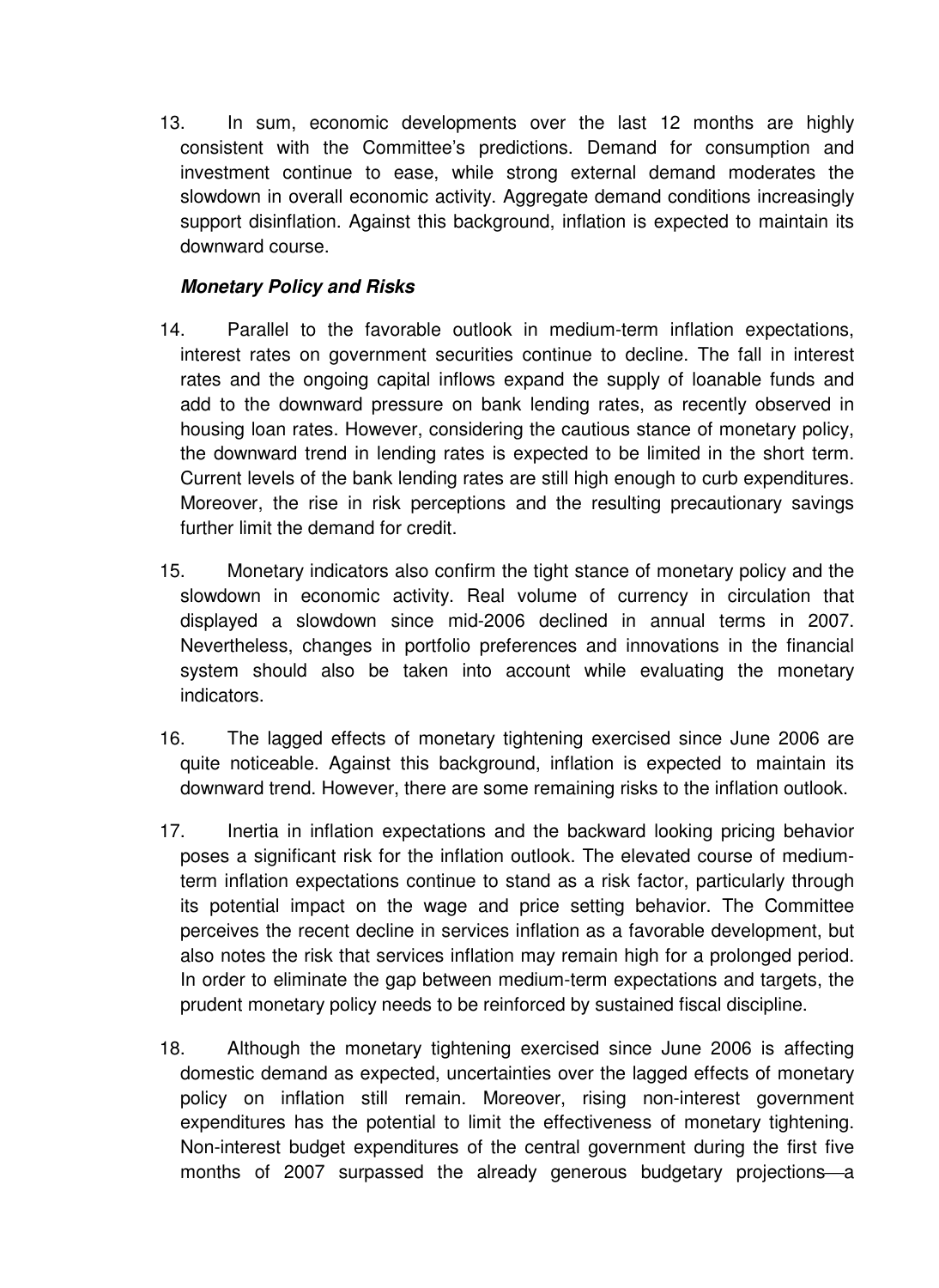13. In sum, economic developments over the last 12 months are highly consistent with the Committee's predictions. Demand for consumption and investment continue to ease, while strong external demand moderates the slowdown in overall economic activity. Aggregate demand conditions increasingly support disinflation. Against this background, inflation is expected to maintain its downward course.

***Monetary Policy and Risks***

14. Parallel to the favorable outlook in medium-term inflation expectations, interest rates on government securities continue to decline. The fall in interest rates and the ongoing capital inflows expand the supply of loanable funds and add to the downward pressure on bank lending rates, as recently observed in housing loan rates. However, considering the cautious stance of monetary policy, the downward trend in lending rates is expected to be limited in the short term. Current levels of the bank lending rates are still high enough to curb expenditures. Moreover, the rise in risk perceptions and the resulting precautionary savings further limit the demand for credit.

15. Monetary indicators also confirm the tight stance of monetary policy and the slowdown in economic activity. Real volume of currency in circulation that displayed a slowdown since mid-2006 declined in annual terms in 2007. Nevertheless, changes in portfolio preferences and innovations in the financial system should also be taken into account while evaluating the monetary indicators.

16. The lagged effects of monetary tightening exercised since June 2006 are quite noticeable. Against this background, inflation is expected to maintain its downward trend. However, there are some remaining risks to the inflation outlook.

17. Inertia in inflation expectations and the backward looking pricing behavior poses a significant risk for the inflation outlook. The elevated course of medium-term inflation expectations continue to stand as a risk factor, particularly through its potential impact on the wage and price setting behavior. The Committee perceives the recent decline in services inflation as a favorable development, but also notes the risk that services inflation may remain high for a prolonged period. In order to eliminate the gap between medium-term expectations and targets, the prudent monetary policy needs to be reinforced by sustained fiscal discipline.

18. Although the monetary tightening exercised since June 2006 is affecting domestic demand as expected, uncertainties over the lagged effects of monetary policy on inflation still remain. Moreover, rising non-interest government expenditures has the potential to limit the effectiveness of monetary tightening. Non-interest budget expenditures of the central government during the first five months of 2007 surpassed the already generous budgetary projections—a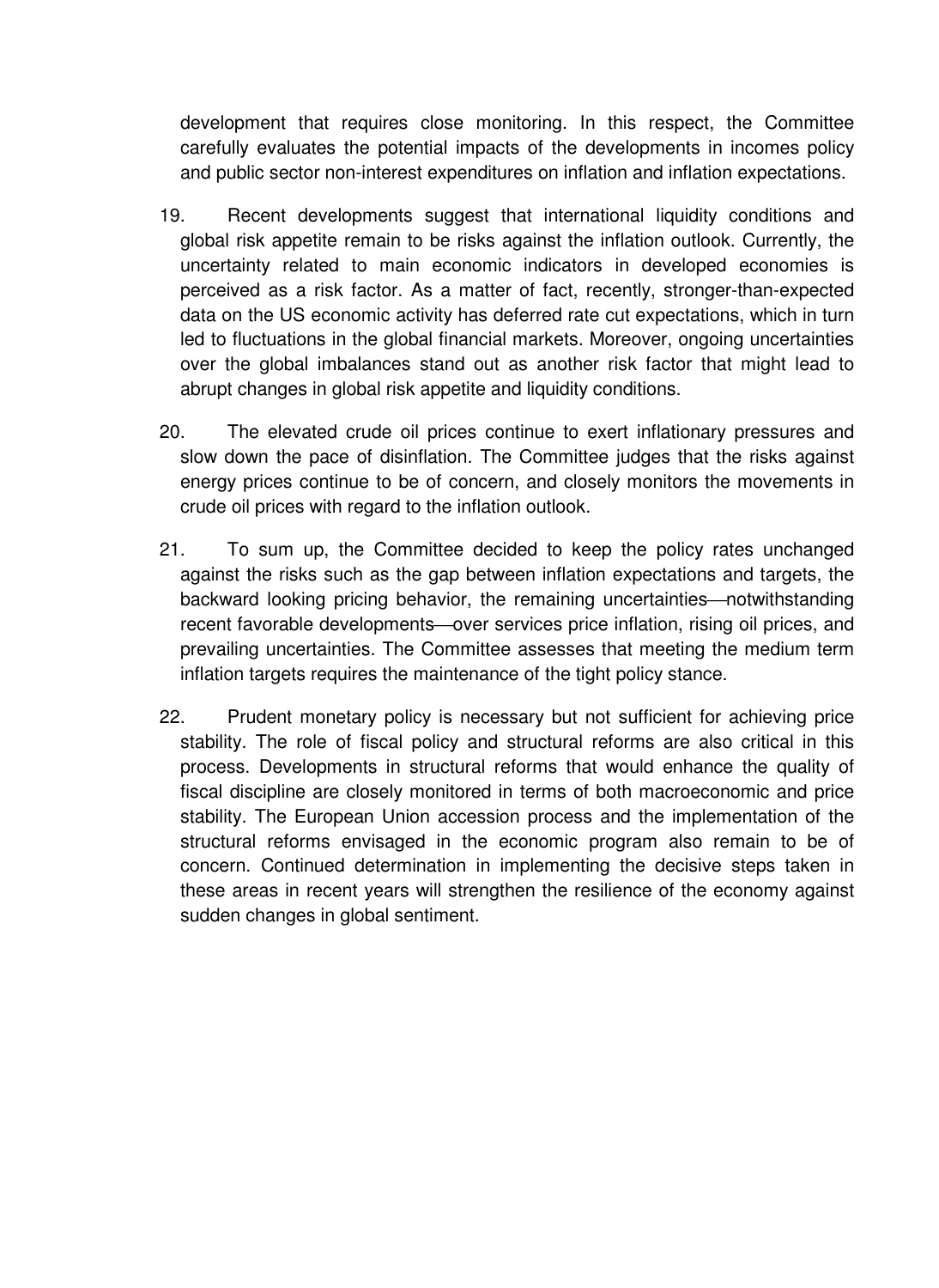development that requires close monitoring. In this respect, the Committee carefully evaluates the potential impacts of the developments in incomes policy and public sector non-interest expenditures on inflation and inflation expectations.

19. Recent developments suggest that international liquidity conditions and global risk appetite remain to be risks against the inflation outlook. Currently, the uncertainty related to main economic indicators in developed economies is perceived as a risk factor. As a matter of fact, recently, stronger-than-expected data on the US economic activity has deferred rate cut expectations, which in turn led to fluctuations in the global financial markets. Moreover, ongoing uncertainties over the global imbalances stand out as another risk factor that might lead to abrupt changes in global risk appetite and liquidity conditions.

20. The elevated crude oil prices continue to exert inflationary pressures and slow down the pace of disinflation. The Committee judges that the risks against energy prices continue to be of concern, and closely monitors the movements in crude oil prices with regard to the inflation outlook.

21. To sum up, the Committee decided to keep the policy rates unchanged against the risks such as the gap between inflation expectations and targets, the backward looking pricing behavior, the remaining uncertainties—notwithstanding recent favorable developments—over services price inflation, rising oil prices, and prevailing uncertainties. The Committee assesses that meeting the medium term inflation targets requires the maintenance of the tight policy stance.

22. Prudent monetary policy is necessary but not sufficient for achieving price stability. The role of fiscal policy and structural reforms are also critical in this process. Developments in structural reforms that would enhance the quality of fiscal discipline are closely monitored in terms of both macroeconomic and price stability. The European Union accession process and the implementation of the structural reforms envisaged in the economic program also remain to be of concern. Continued determination in implementing the decisive steps taken in these areas in recent years will strengthen the resilience of the economy against sudden changes in global sentiment.